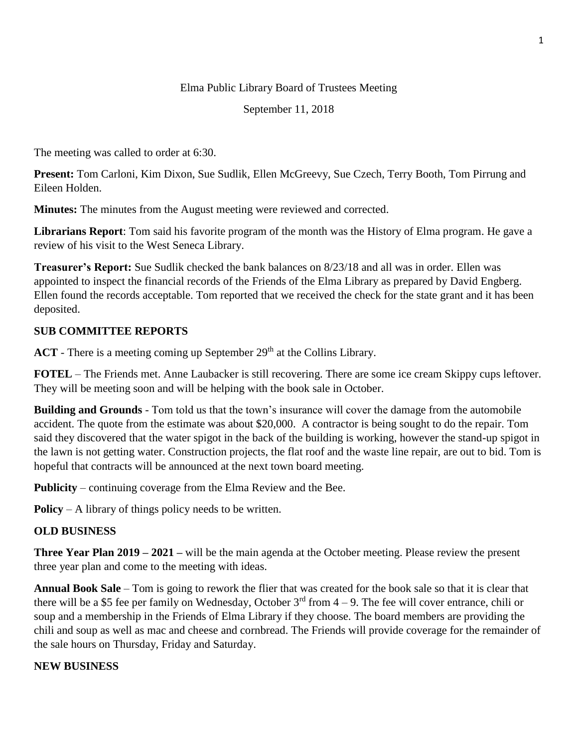Elma Public Library Board of Trustees Meeting

September 11, 2018

The meeting was called to order at 6:30.

**Present:** Tom Carloni, Kim Dixon, Sue Sudlik, Ellen McGreevy, Sue Czech, Terry Booth, Tom Pirrung and Eileen Holden.

**Minutes:** The minutes from the August meeting were reviewed and corrected.

**Librarians Report**: Tom said his favorite program of the month was the History of Elma program. He gave a review of his visit to the West Seneca Library.

**Treasurer's Report:** Sue Sudlik checked the bank balances on 8/23/18 and all was in order. Ellen was appointed to inspect the financial records of the Friends of the Elma Library as prepared by David Engberg. Ellen found the records acceptable. Tom reported that we received the check for the state grant and it has been deposited.

## SUB COMMITTEE REPORTS

**ACT** - There is a meeting coming up September 29th at the Collins Library.

**FOTEL** – The Friends met. Anne Laubacker is still recovering. There are some ice cream Skippy cups leftover. They will be meeting soon and will be helping with the book sale in October.

**Building and Grounds** - Tom told us that the town's insurance will cover the damage from the automobile accident. The quote from the estimate was about $20,000. A contractor is being sought to do the repair. Tom said they discovered that the water spigot in the back of the building is working, however the stand-up spigot in the lawn is not getting water. Construction projects, the flat roof and the waste line repair, are out to bid. Tom is hopeful that contracts will be announced at the next town board meeting.

**Publicity** – continuing coverage from the Elma Review and the Bee.

**Policy** – A library of things policy needs to be written.

## OLD BUSINESS

**Three Year Plan 2019 – 2021 –** will be the main agenda at the October meeting. Please review the present three year plan and come to the meeting with ideas.

**Annual Book Sale** – Tom is going to rework the flier that was created for the book sale so that it is clear that there will be a $5 fee per family on Wednesday, October 3rd from 4 – 9. The fee will cover entrance, chili or soup and a membership in the Friends of Elma Library if they choose. The board members are providing the chili and soup as well as mac and cheese and cornbread. The Friends will provide coverage for the remainder of the sale hours on Thursday, Friday and Saturday.

## NEW BUSINESS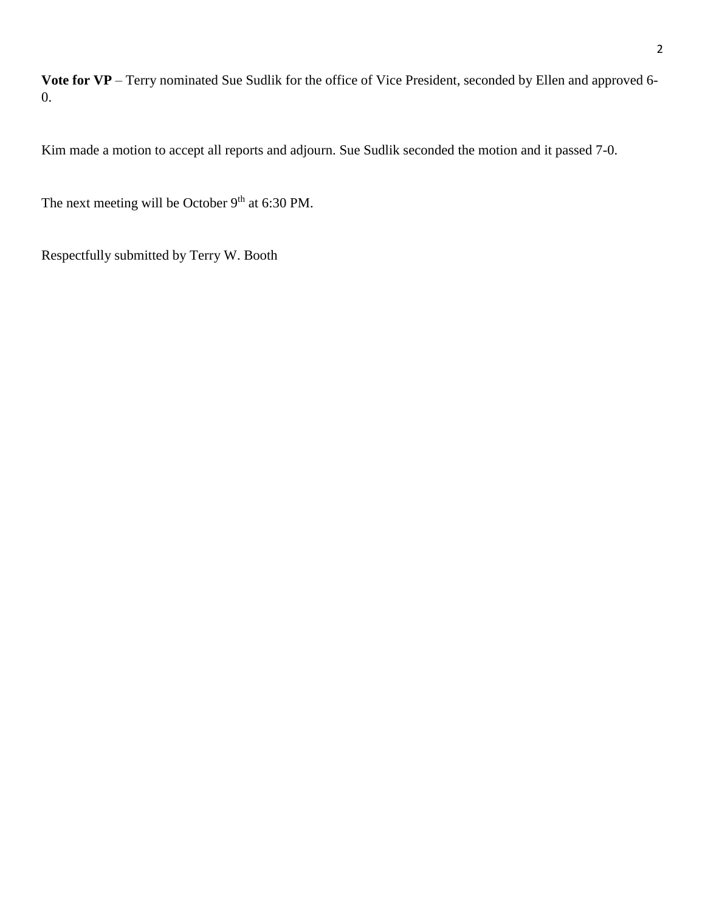**Vote for VP** – Terry nominated Sue Sudlik for the office of Vice President, seconded by Ellen and approved 6-0.

Kim made a motion to accept all reports and adjourn. Sue Sudlik seconded the motion and it passed 7-0.

The next meeting will be October 9th at 6:30 PM.

Respectfully submitted by Terry W. Booth